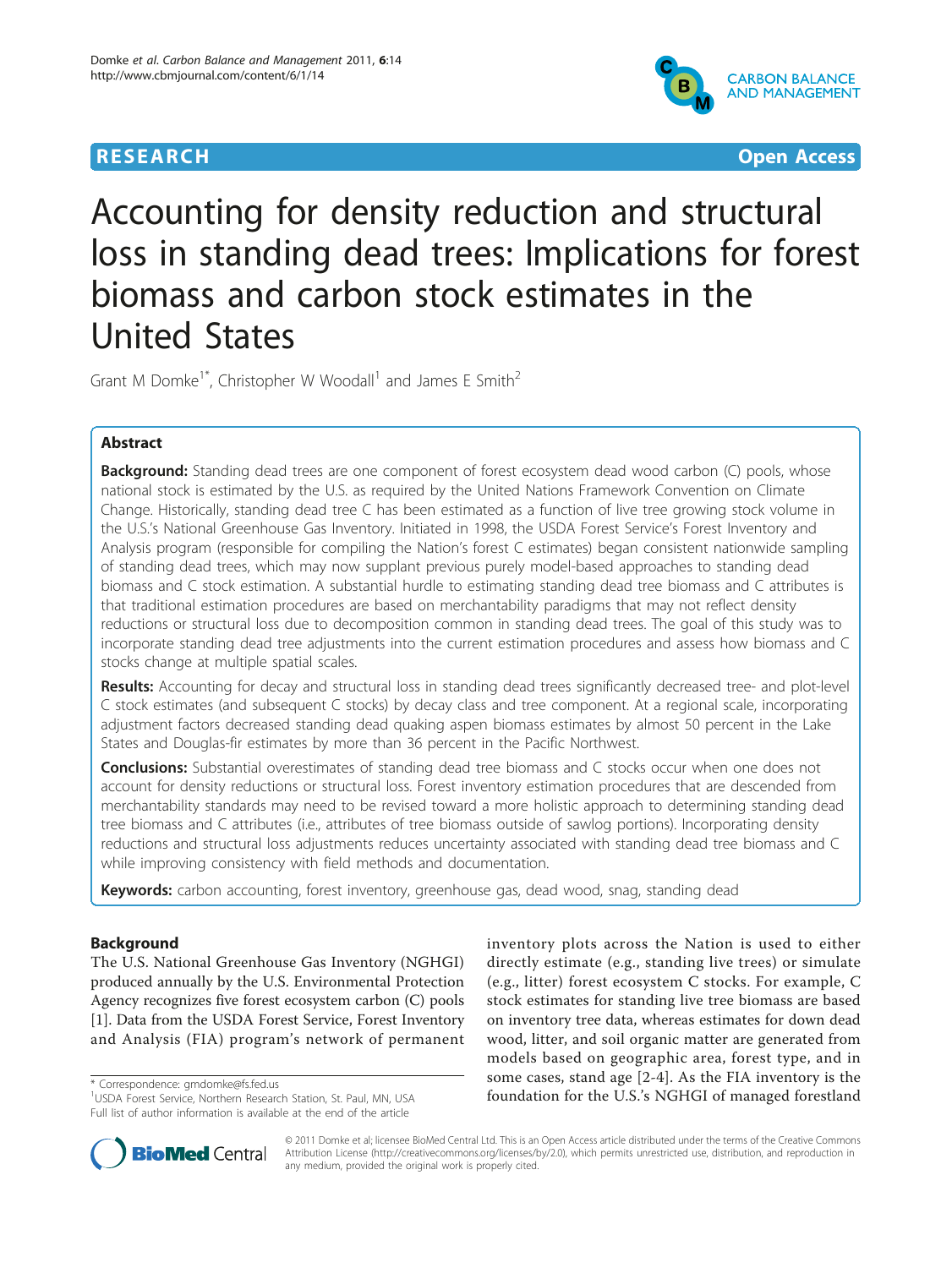# RESEARCH Open Access

# Accounting for density reduction and structural loss in standing dead trees: Implications for forest biomass and carbon stock estimates in the United States

Grant M Domke[1*], Christopher W Woodall[1] and James E Smith[2]

## Abstract

**Background:** Standing dead trees are one component of forest ecosystem dead wood carbon (C) pools, whose national stock is estimated by the U.S. as required by the United Nations Framework Convention on Climate Change. Historically, standing dead tree C has been estimated as a function of live tree growing stock volume in the U.S.'s National Greenhouse Gas Inventory. Initiated in 1998, the USDA Forest Service's Forest Inventory and Analysis program (responsible for compiling the Nation's forest C estimates) began consistent nationwide sampling of standing dead trees, which may now supplant previous purely model-based approaches to standing dead biomass and C stock estimation. A substantial hurdle to estimating standing dead tree biomass and C attributes is that traditional estimation procedures are based on merchantability paradigms that may not reflect density reductions or structural loss due to decomposition common in standing dead trees. The goal of this study was to incorporate standing dead tree adjustments into the current estimation procedures and assess how biomass and C stocks change at multiple spatial scales.

**Results:** Accounting for decay and structural loss in standing dead trees significantly decreased tree- and plot-level C stock estimates (and subsequent C stocks) by decay class and tree component. At a regional scale, incorporating adjustment factors decreased standing dead quaking aspen biomass estimates by almost 50 percent in the Lake States and Douglas-fir estimates by more than 36 percent in the Pacific Northwest.

**Conclusions:** Substantial overestimates of standing dead tree biomass and C stocks occur when one does not account for density reductions or structural loss. Forest inventory estimation procedures that are descended from merchantability standards may need to be revised toward a more holistic approach to determining standing dead tree biomass and C attributes (i.e., attributes of tree biomass outside of sawlog portions). Incorporating density reductions and structural loss adjustments reduces uncertainty associated with standing dead tree biomass and C while improving consistency with field methods and documentation.

**Keywords:** carbon accounting, forest inventory, greenhouse gas, dead wood, snag, standing dead

## Background

The U.S. National Greenhouse Gas Inventory (NGHGI) produced annually by the U.S. Environmental Protection Agency recognizes five forest ecosystem carbon (C) pools [1]. Data from the USDA Forest Service, Forest Inventory and Analysis (FIA) program's network of permanent inventory plots across the Nation is used to either directly estimate (e.g., standing live trees) or simulate (e.g., litter) forest ecosystem C stocks. For example, C stock estimates for standing live tree biomass are based on inventory tree data, whereas estimates for down dead wood, litter, and soil organic matter are generated from models based on geographic area, forest type, and in some cases, stand age [2-4]. As the FIA inventory is the foundation for the U.S.'s NGHGI of managed forestland

\* Correspondence: gmdomke@fs.fed.us
[1]USDA Forest Service, Northern Research Station, St. Paul, MN, USA
Full list of author information is available at the end of the article

© 2011 Domke et al; licensee BioMed Central Ltd. This is an Open Access article distributed under the terms of the Creative Commons Attribution License (http://creativecommons.org/licenses/by/2.0), which permits unrestricted use, distribution, and reproduction in any medium, provided the original work is properly cited.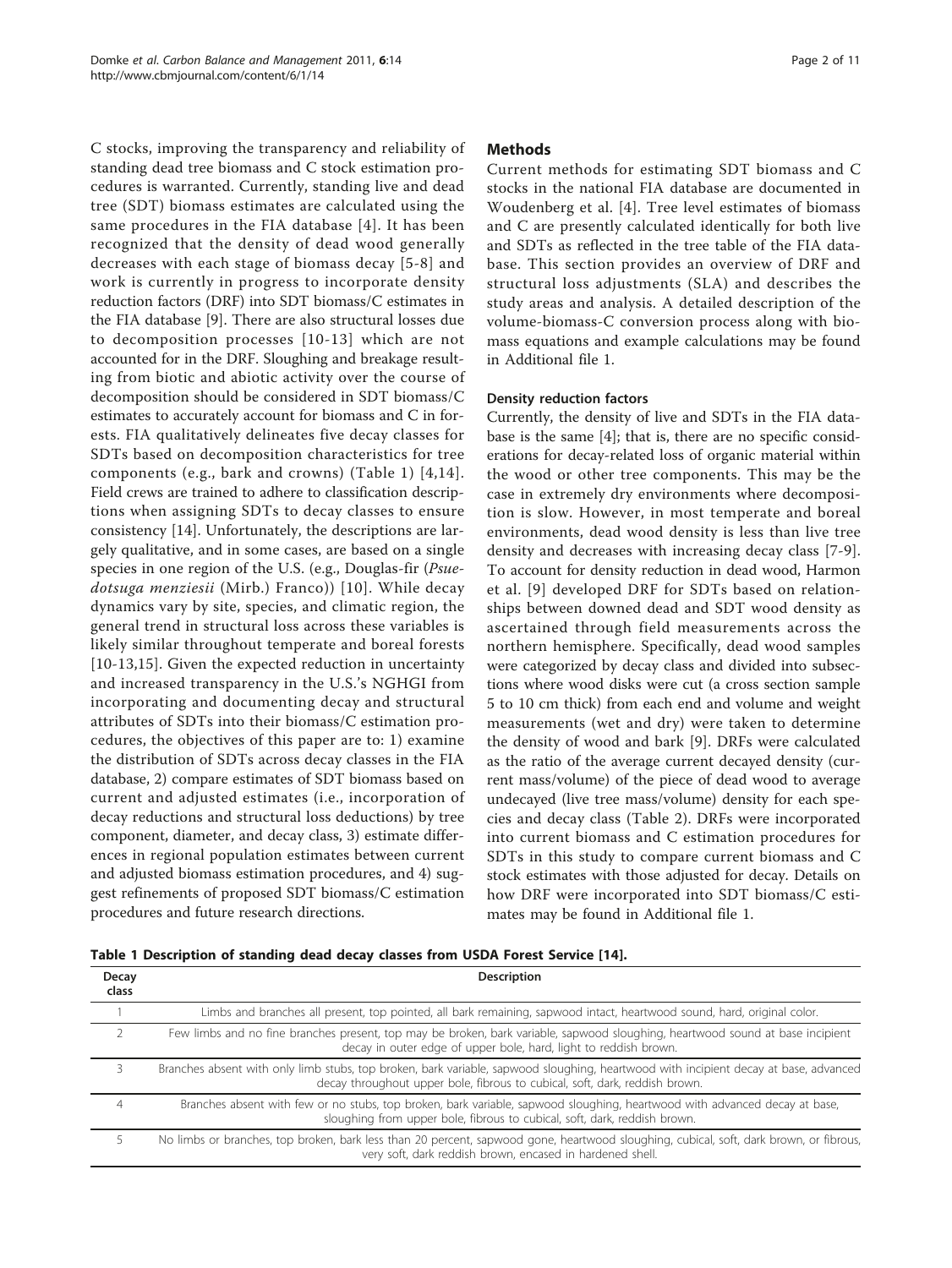C stocks, improving the transparency and reliability of standing dead tree biomass and C stock estimation procedures is warranted. Currently, standing live and dead tree (SDT) biomass estimates are calculated using the same procedures in the FIA database [4]. It has been recognized that the density of dead wood generally decreases with each stage of biomass decay [5-8] and work is currently in progress to incorporate density reduction factors (DRF) into SDT biomass/C estimates in the FIA database [9]. There are also structural losses due to decomposition processes [10-13] which are not accounted for in the DRF. Sloughing and breakage resulting from biotic and abiotic activity over the course of decomposition should be considered in SDT biomass/C estimates to accurately account for biomass and C in forests. FIA qualitatively delineates five decay classes for SDTs based on decomposition characteristics for tree components (e.g., bark and crowns) (Table 1) [4,14]. Field crews are trained to adhere to classification descriptions when assigning SDTs to decay classes to ensure consistency [14]. Unfortunately, the descriptions are largely qualitative, and in some cases, are based on a single species in one region of the U.S. (e.g., Douglas-fir (*Psuedotsuga menziesii* (Mirb.) Franco)) [10]. While decay dynamics vary by site, species, and climatic region, the general trend in structural loss across these variables is likely similar throughout temperate and boreal forests [10-13,15]. Given the expected reduction in uncertainty and increased transparency in the U.S.'s NGHGI from incorporating and documenting decay and structural attributes of SDTs into their biomass/C estimation procedures, the objectives of this paper are to: 1) examine the distribution of SDTs across decay classes in the FIA database, 2) compare estimates of SDT biomass based on current and adjusted estimates (i.e., incorporation of decay reductions and structural loss deductions) by tree component, diameter, and decay class, 3) estimate differences in regional population estimates between current and adjusted biomass estimation procedures, and 4) suggest refinements of proposed SDT biomass/C estimation procedures and future research directions.

## Methods

Current methods for estimating SDT biomass and C stocks in the national FIA database are documented in Woudenberg et al. [4]. Tree level estimates of biomass and C are presently calculated identically for both live and SDTs as reflected in the tree table of the FIA database. This section provides an overview of DRF and structural loss adjustments (SLA) and describes the study areas and analysis. A detailed description of the volume-biomass-C conversion process along with biomass equations and example calculations may be found in Additional file 1.

### Density reduction factors

Currently, the density of live and SDTs in the FIA database is the same [4]; that is, there are no specific considerations for decay-related loss of organic material within the wood or other tree components. This may be the case in extremely dry environments where decomposition is slow. However, in most temperate and boreal environments, dead wood density is less than live tree density and decreases with increasing decay class [7-9]. To account for density reduction in dead wood, Harmon et al. [9] developed DRF for SDTs based on relationships between downed dead and SDT wood density as ascertained through field measurements across the northern hemisphere. Specifically, dead wood samples were categorized by decay class and divided into subsections where wood disks were cut (a cross section sample 5 to 10 cm thick) from each end and volume and weight measurements (wet and dry) were taken to determine the density of wood and bark [9]. DRFs were calculated as the ratio of the average current decayed density (current mass/volume) of the piece of dead wood to average undecayed (live tree mass/volume) density for each species and decay class (Table 2). DRFs were incorporated into current biomass and C estimation procedures for SDTs in this study to compare current biomass and C stock estimates with those adjusted for decay. Details on how DRF were incorporated into SDT biomass/C estimates may be found in Additional file 1.

**Table 1 Description of standing dead decay classes from USDA Forest Service [14].**

| Decay class | Description |
|---|---|
| 1 | Limbs and branches all present, top pointed, all bark remaining, sapwood intact, heartwood sound, hard, original color. |
| 2 | Few limbs and no fine branches present, top may be broken, bark variable, sapwood sloughing, heartwood sound at base incipient decay in outer edge of upper bole, hard, light to reddish brown. |
| 3 | Branches absent with only limb stubs, top broken, bark variable, sapwood sloughing, heartwood with incipient decay at base, advanced decay throughout upper bole, fibrous to cubical, soft, dark, reddish brown. |
| 4 | Branches absent with few or no stubs, top broken, bark variable, sapwood sloughing, heartwood with advanced decay at base, sloughing from upper bole, fibrous to cubical, soft, dark, reddish brown. |
| 5 | No limbs or branches, top broken, bark less than 20 percent, sapwood gone, heartwood sloughing, cubical, soft, dark brown, or fibrous, very soft, dark reddish brown, encased in hardened shell. |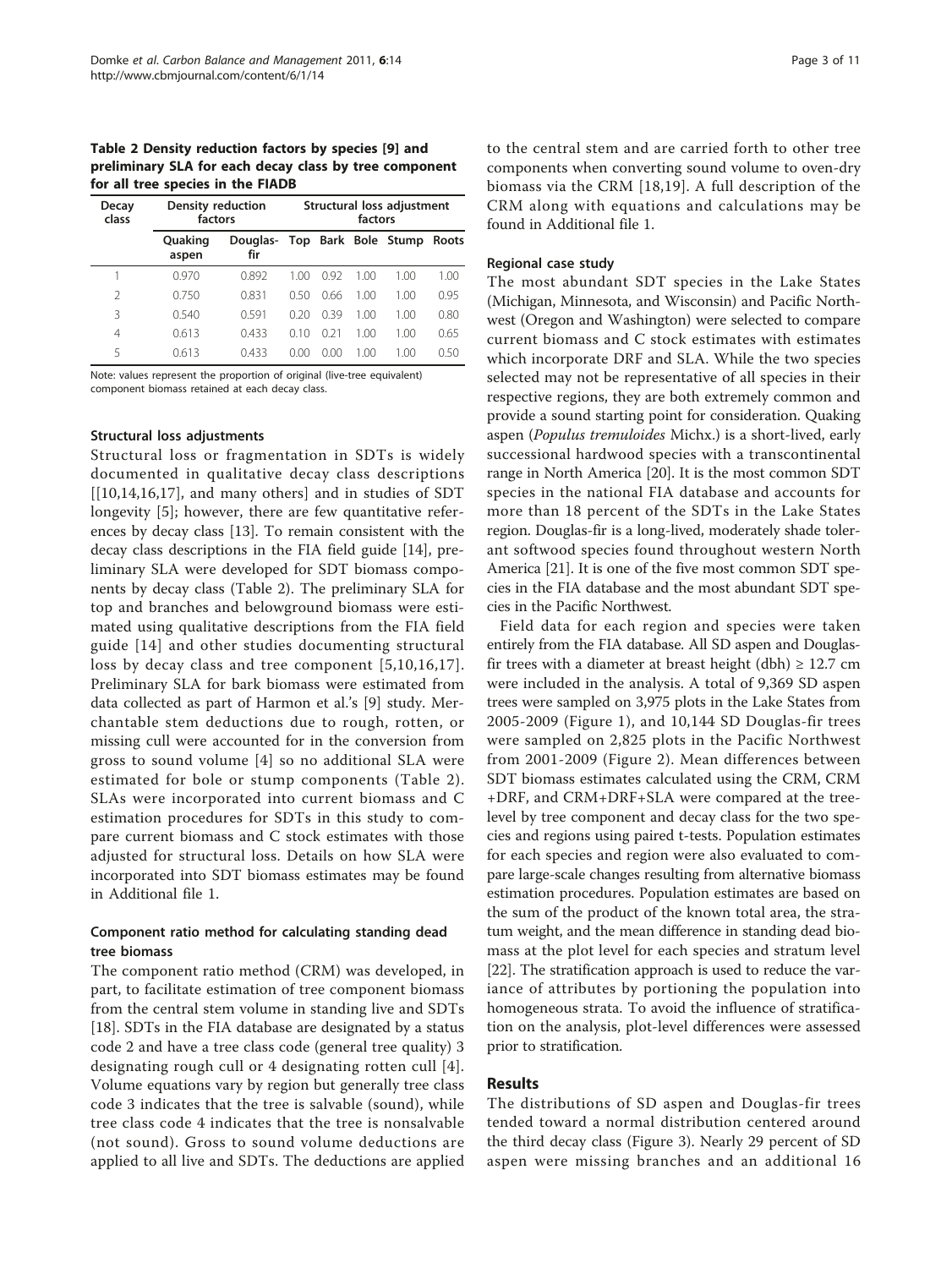**Table 2 Density reduction factors by species [9] and preliminary SLA for each decay class by tree component for all tree species in the FIADB**

| Decay class | Density reduction factors | | Structural loss adjustment factors | | | | |
|---|---|---|---|---|---|---|---|
| | Quaking aspen | Douglas-fir | Top | Bark | Bole | Stump | Roots |
| 1 | 0.970 | 0.892 | 1.00 | 0.92 | 1.00 | 1.00 | 1.00 |
| 2 | 0.750 | 0.831 | 0.50 | 0.66 | 1.00 | 1.00 | 0.95 |
| 3 | 0.540 | 0.591 | 0.20 | 0.39 | 1.00 | 1.00 | 0.80 |
| 4 | 0.613 | 0.433 | 0.10 | 0.21 | 1.00 | 1.00 | 0.65 |
| 5 | 0.613 | 0.433 | 0.00 | 0.00 | 1.00 | 1.00 | 0.50 |

Note: values represent the proportion of original (live-tree equivalent) component biomass retained at each decay class.

### Structural loss adjustments

Structural loss or fragmentation in SDTs is widely documented in qualitative decay class descriptions [[10,14,16,17], and many others] and in studies of SDT longevity [5]; however, there are few quantitative references by decay class [13]. To remain consistent with the decay class descriptions in the FIA field guide [14], preliminary SLA were developed for SDT biomass components by decay class (Table 2). The preliminary SLA for top and branches and belowground biomass were estimated using qualitative descriptions from the FIA field guide [14] and other studies documenting structural loss by decay class and tree component [5,10,16,17]. Preliminary SLA for bark biomass were estimated from data collected as part of Harmon et al.'s [9] study. Merchantable stem deductions due to rough, rotten, or missing cull were accounted for in the conversion from gross to sound volume [4] so no additional SLA were estimated for bole or stump components (Table 2). SLAs were incorporated into current biomass and C estimation procedures for SDTs in this study to compare current biomass and C stock estimates with those adjusted for structural loss. Details on how SLA were incorporated into SDT biomass estimates may be found in Additional file 1.

### Component ratio method for calculating standing dead tree biomass

The component ratio method (CRM) was developed, in part, to facilitate estimation of tree component biomass from the central stem volume in standing live and SDTs [18]. SDTs in the FIA database are designated by a status code 2 and have a tree class code (general tree quality) 3 designating rough cull or 4 designating rotten cull [4]. Volume equations vary by region but generally tree class code 3 indicates that the tree is salvable (sound), while tree class code 4 indicates that the tree is nonsalvable (not sound). Gross to sound volume deductions are applied to all live and SDTs. The deductions are applied to the central stem and are carried forth to other tree components when converting sound volume to oven-dry biomass via the CRM [18,19]. A full description of the CRM along with equations and calculations may be found in Additional file 1.

### Regional case study

The most abundant SDT species in the Lake States (Michigan, Minnesota, and Wisconsin) and Pacific Northwest (Oregon and Washington) were selected to compare current biomass and C stock estimates with estimates which incorporate DRF and SLA. While the two species selected may not be representative of all species in their respective regions, they are both extremely common and provide a sound starting point for consideration. Quaking aspen (*Populus tremuloides* Michx.) is a short-lived, early successional hardwood species with a transcontinental range in North America [20]. It is the most common SDT species in the national FIA database and accounts for more than 18 percent of the SDTs in the Lake States region. Douglas-fir is a long-lived, moderately shade tolerant softwood species found throughout western North America [21]. It is one of the five most common SDT species in the FIA database and the most abundant SDT species in the Pacific Northwest.

Field data for each region and species were taken entirely from the FIA database. All SD aspen and Douglas-fir trees with a diameter at breast height (dbh) ≥ 12.7 cm were included in the analysis. A total of 9,369 SD aspen trees were sampled on 3,975 plots in the Lake States from 2005-2009 (Figure 1), and 10,144 SD Douglas-fir trees were sampled on 2,825 plots in the Pacific Northwest from 2001-2009 (Figure 2). Mean differences between SDT biomass estimates calculated using the CRM, CRM +DRF, and CRM+DRF+SLA were compared at the tree-level by tree component and decay class for the two species and regions using paired t-tests. Population estimates for each species and region were also evaluated to compare large-scale changes resulting from alternative biomass estimation procedures. Population estimates are based on the sum of the product of the known total area, the stratum weight, and the mean difference in standing dead biomass at the plot level for each species and stratum level [22]. The stratification approach is used to reduce the variance of attributes by portioning the population into homogeneous strata. To avoid the influence of stratification on the analysis, plot-level differences were assessed prior to stratification.

## Results

The distributions of SD aspen and Douglas-fir trees tended toward a normal distribution centered around the third decay class (Figure 3). Nearly 29 percent of SD aspen were missing branches and an additional 16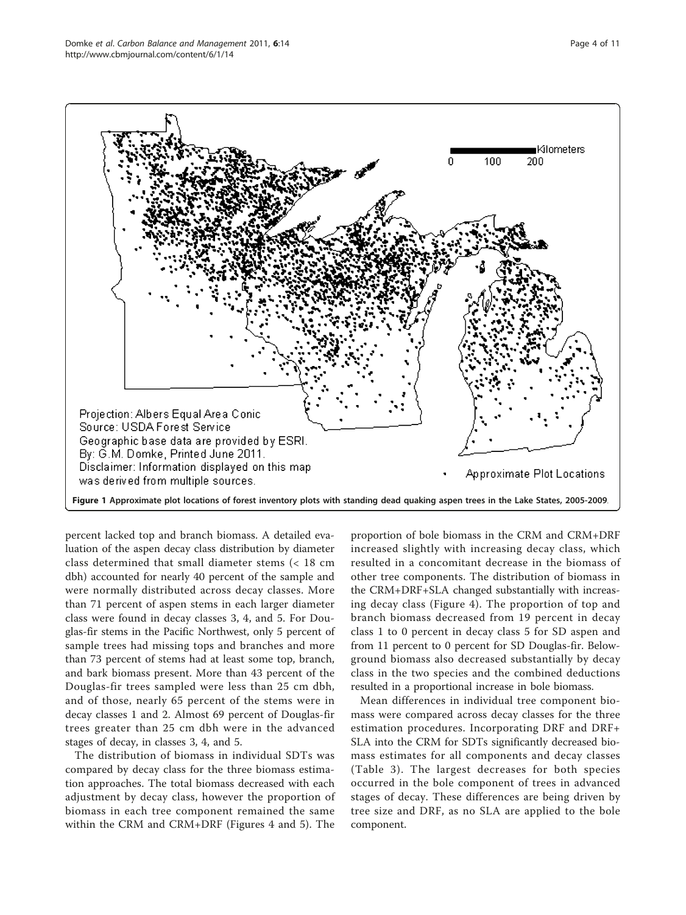Figure 1 Approximate plot locations of forest inventory plots with standing dead quaking aspen trees in the Lake States, 2005-2009.

percent lacked top and branch biomass. A detailed evaluation of the aspen decay class distribution by diameter class determined that small diameter stems (< 18 cm dbh) accounted for nearly 40 percent of the sample and were normally distributed across decay classes. More than 71 percent of aspen stems in each larger diameter class were found in decay classes 3, 4, and 5. For Douglas-fir stems in the Pacific Northwest, only 5 percent of sample trees had missing tops and branches and more than 73 percent of stems had at least some top, branch, and bark biomass present. More than 43 percent of the Douglas-fir trees sampled were less than 25 cm dbh, and of those, nearly 65 percent of the stems were in decay classes 1 and 2. Almost 69 percent of Douglas-fir trees greater than 25 cm dbh were in the advanced stages of decay, in classes 3, 4, and 5.

The distribution of biomass in individual SDTs was compared by decay class for the three biomass estimation approaches. The total biomass decreased with each adjustment by decay class, however the proportion of biomass in each tree component remained the same within the CRM and CRM+DRF (Figures 4 and 5). The proportion of bole biomass in the CRM and CRM+DRF increased slightly with increasing decay class, which resulted in a concomitant decrease in the biomass of other tree components. The distribution of biomass in the CRM+DRF+SLA changed substantially with increasing decay class (Figure 4). The proportion of top and branch biomass decreased from 19 percent in decay class 1 to 0 percent in decay class 5 for SD aspen and from 11 percent to 0 percent for SD Douglas-fir. Belowground biomass also decreased substantially by decay class in the two species and the combined deductions resulted in a proportional increase in bole biomass.

Mean differences in individual tree component biomass were compared across decay classes for the three estimation procedures. Incorporating DRF and DRF+SLA into the CRM for SDTs significantly decreased biomass estimates for all components and decay classes (Table 3). The largest decreases for both species occurred in the bole component of trees in advanced stages of decay. These differences are being driven by tree size and DRF, as no SLA are applied to the bole component.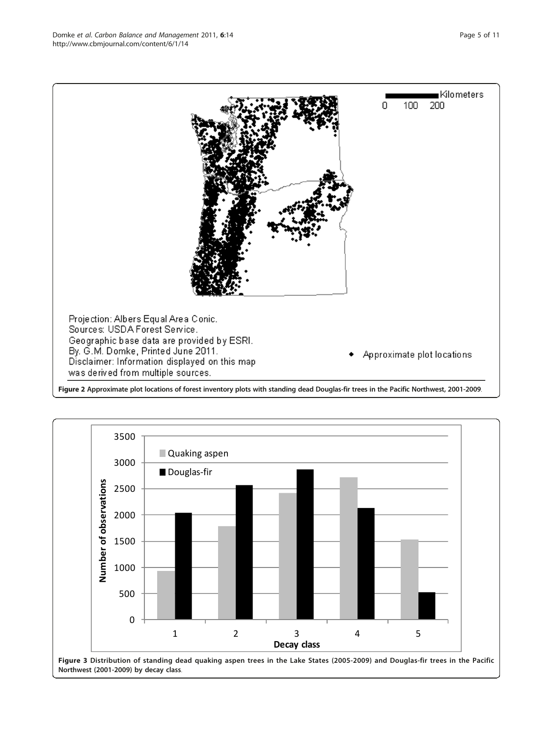Figure 2 Approximate plot locations of forest inventory plots with standing dead Douglas-fir trees in the Pacific Northwest, 2001-2009.

Figure 3 Distribution of standing dead quaking aspen trees in the Lake States (2005-2009) and Douglas-fir trees in the Pacific Northwest (2001-2009) by decay class.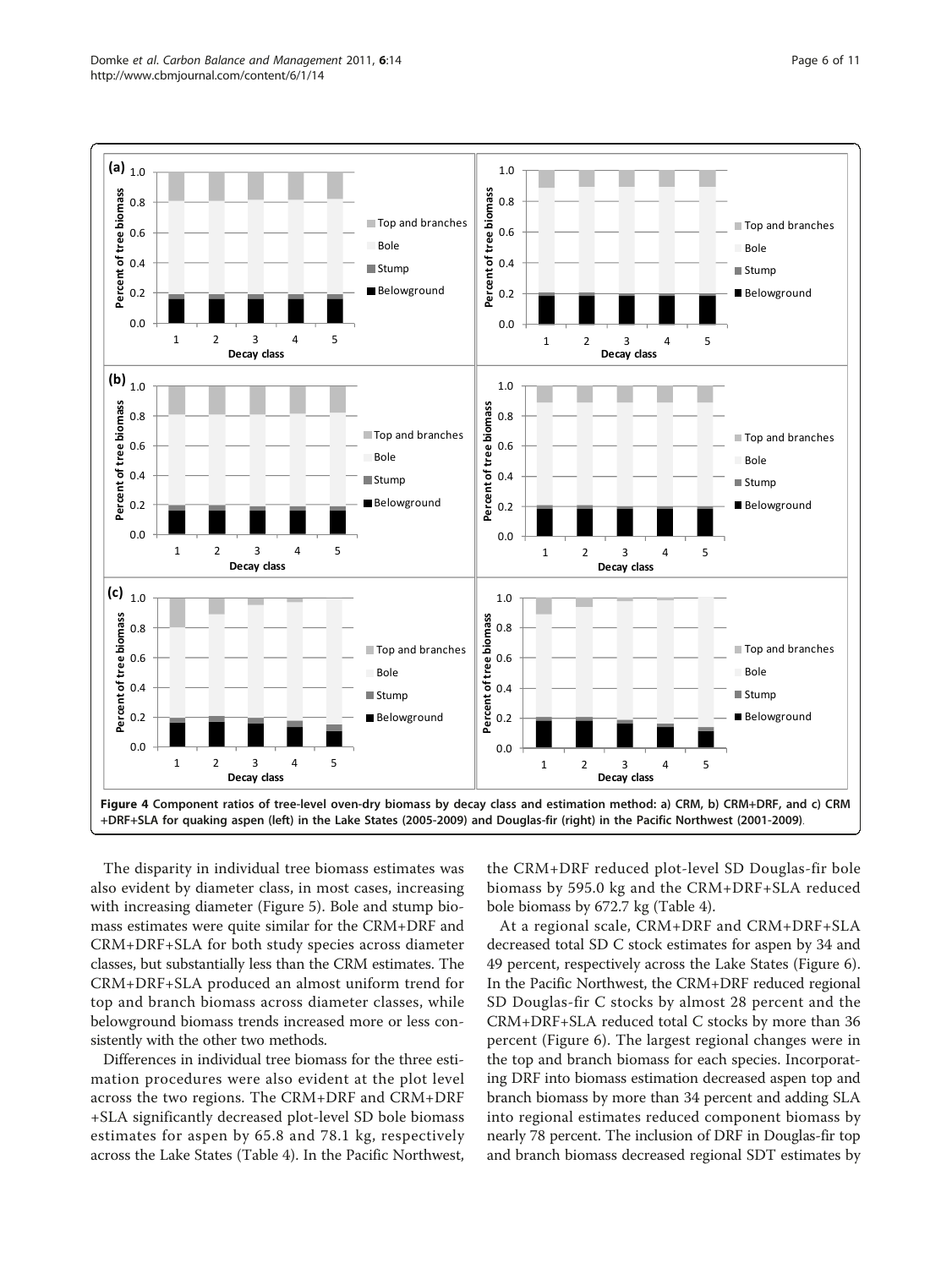Figure 4 Component ratios of tree-level oven-dry biomass by decay class and estimation method: a) CRM, b) CRM+DRF, and c) CRM +DRF+SLA for quaking aspen (left) in the Lake States (2005-2009) and Douglas-fir (right) in the Pacific Northwest (2001-2009).

The disparity in individual tree biomass estimates was also evident by diameter class, in most cases, increasing with increasing diameter (Figure 5). Bole and stump biomass estimates were quite similar for the CRM+DRF and CRM+DRF+SLA for both study species across diameter classes, but substantially less than the CRM estimates. The CRM+DRF+SLA produced an almost uniform trend for top and branch biomass across diameter classes, while belowground biomass trends increased more or less consistently with the other two methods.

Differences in individual tree biomass for the three estimation procedures were also evident at the plot level across the two regions. The CRM+DRF and CRM+DRF +SLA significantly decreased plot-level SD bole biomass estimates for aspen by 65.8 and 78.1 kg, respectively across the Lake States (Table 4). In the Pacific Northwest, the CRM+DRF reduced plot-level SD Douglas-fir bole biomass by 595.0 kg and the CRM+DRF+SLA reduced bole biomass by 672.7 kg (Table 4).

At a regional scale, CRM+DRF and CRM+DRF+SLA decreased total SD C stock estimates for aspen by 34 and 49 percent, respectively across the Lake States (Figure 6). In the Pacific Northwest, the CRM+DRF reduced regional SD Douglas-fir C stocks by almost 28 percent and the CRM+DRF+SLA reduced total C stocks by more than 36 percent (Figure 6). The largest regional changes were in the top and branch biomass for each species. Incorporating DRF into biomass estimation decreased aspen top and branch biomass by more than 34 percent and adding SLA into regional estimates reduced component biomass by nearly 78 percent. The inclusion of DRF in Douglas-fir top and branch biomass decreased regional SDT estimates by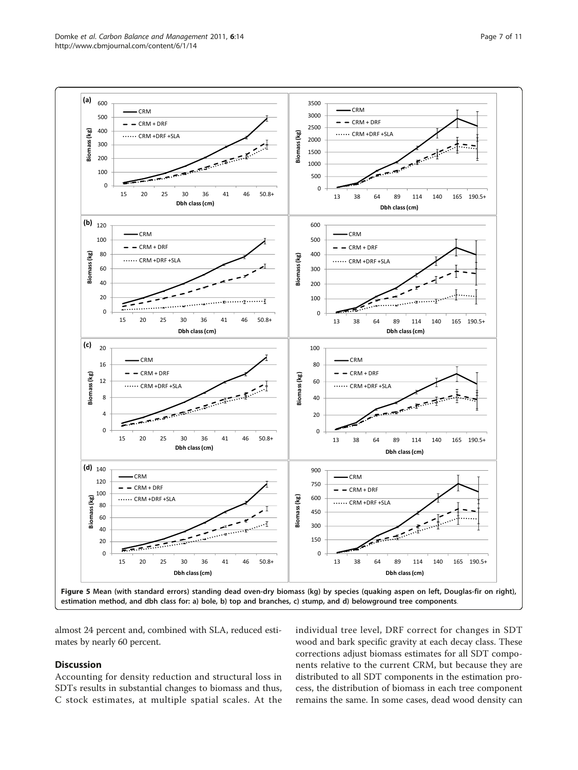Figure 5 Mean (with standard errors) standing dead oven-dry biomass (kg) by species (quaking aspen on left, Douglas-fir on right), estimation method, and dbh class for: a) bole, b) top and branches, c) stump, and d) belowground tree components.

almost 24 percent and, combined with SLA, reduced estimates by nearly 60 percent.

## Discussion

Accounting for density reduction and structural loss in SDTs results in substantial changes to biomass and thus, C stock estimates, at multiple spatial scales. At the individual tree level, DRF correct for changes in SDT wood and bark specific gravity at each decay class. These corrections adjust biomass estimates for all SDT components relative to the current CRM, but because they are distributed to all SDT components in the estimation process, the distribution of biomass in each tree component remains the same. In some cases, dead wood density can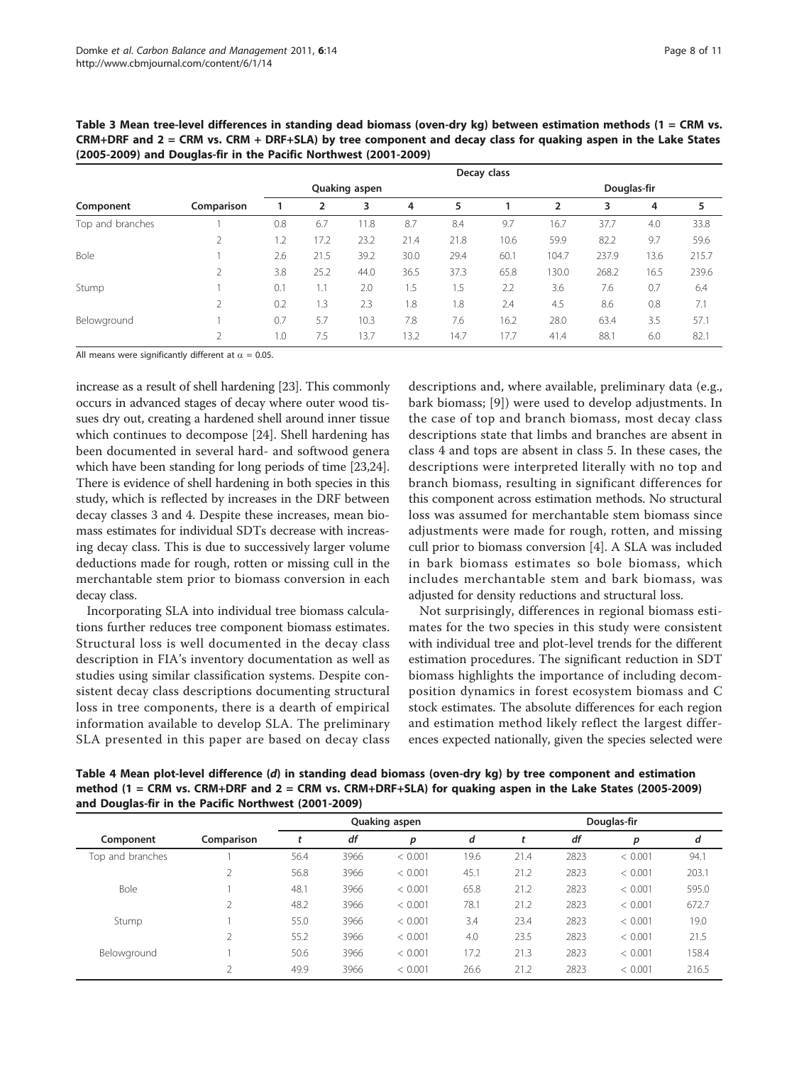**Table 3 Mean tree-level differences in standing dead biomass (oven-dry kg) between estimation methods (1 = CRM vs. CRM+DRF and 2 = CRM vs. CRM + DRF+SLA) by tree component and decay class for quaking aspen in the Lake States (2005-2009) and Douglas-fir in the Pacific Northwest (2001-2009)**

| | | Decay class | | | | | | | | | |
|---|---|---|---|---|---|---|---|---|---|---|---|
| | | Quaking aspen | | | | | Douglas-fir | | | | |
| Component | Comparison | 1 | 2 | 3 | 4 | 5 | 1 | 2 | 3 | 4 | 5 |
| Top and branches | 1 | 0.8 | 6.7 | 11.8 | 8.7 | 8.4 | 9.7 | 16.7 | 37.7 | 4.0 | 33.8 |
| | 2 | 1.2 | 17.2 | 23.2 | 21.4 | 21.8 | 10.6 | 59.9 | 82.2 | 9.7 | 59.6 |
| Bole | 1 | 2.6 | 21.5 | 39.2 | 30.0 | 29.4 | 60.1 | 104.7 | 237.9 | 13.6 | 215.7 |
| | 2 | 3.8 | 25.2 | 44.0 | 36.5 | 37.3 | 65.8 | 130.0 | 268.2 | 16.5 | 239.6 |
| Stump | 1 | 0.1 | 1.1 | 2.0 | 1.5 | 1.5 | 2.2 | 3.6 | 7.6 | 0.7 | 6.4 |
| | 2 | 0.2 | 1.3 | 2.3 | 1.8 | 1.8 | 2.4 | 4.5 | 8.6 | 0.8 | 7.1 |
| Belowground | 1 | 0.7 | 5.7 | 10.3 | 7.8 | 7.6 | 16.2 | 28.0 | 63.4 | 3.5 | 57.1 |
| | 2 | 1.0 | 7.5 | 13.7 | 13.2 | 14.7 | 17.7 | 41.4 | 88.1 | 6.0 | 82.1 |

All means were significantly different at $\alpha = 0.05$.

increase as a result of shell hardening [23]. This commonly occurs in advanced stages of decay where outer wood tissues dry out, creating a hardened shell around inner tissue which continues to decompose [24]. Shell hardening has been documented in several hard- and softwood genera which have been standing for long periods of time [23,24]. There is evidence of shell hardening in both species in this study, which is reflected by increases in the DRF between decay classes 3 and 4. Despite these increases, mean biomass estimates for individual SDTs decrease with increasing decay class. This is due to successively larger volume deductions made for rough, rotten or missing cull in the merchantable stem prior to biomass conversion in each decay class.

Incorporating SLA into individual tree biomass calculations further reduces tree component biomass estimates. Structural loss is well documented in the decay class description in FIA's inventory documentation as well as studies using similar classification systems. Despite consistent decay class descriptions documenting structural loss in tree components, there is a dearth of empirical information available to develop SLA. The preliminary SLA presented in this paper are based on decay class descriptions and, where available, preliminary data (e.g., bark biomass; [9]) were used to develop adjustments. In the case of top and branch biomass, most decay class descriptions state that limbs and branches are absent in class 4 and tops are absent in class 5. In these cases, the descriptions were interpreted literally with no top and branch biomass, resulting in significant differences for this component across estimation methods. No structural loss was assumed for merchantable stem biomass since adjustments were made for rough, rotten, and missing cull prior to biomass conversion [4]. A SLA was included in bark biomass estimates so bole biomass, which includes merchantable stem and bark biomass, was adjusted for density reductions and structural loss.

Not surprisingly, differences in regional biomass estimates for the two species in this study were consistent with individual tree and plot-level trends for the different estimation procedures. The significant reduction in SDT biomass highlights the importance of including decomposition dynamics in forest ecosystem biomass and C stock estimates. The absolute differences for each region and estimation method likely reflect the largest differences expected nationally, given the species selected were

**Table 4 Mean plot-level difference (*d*) in standing dead biomass (oven-dry kg) by tree component and estimation method (1 = CRM vs. CRM+DRF and 2 = CRM vs. CRM+DRF+SLA) for quaking aspen in the Lake States (2005-2009) and Douglas-fir in the Pacific Northwest (2001-2009)**

| | | Quaking aspen | | | | Douglas-fir | | | |
|---|---|---|---|---|---|---|---|---|---|
| Component | Comparison | *t* | *df* | *p* | *d* | *t* | *df* | *p* | *d* |
| Top and branches | 1 | 56.4 | 3966 | < 0.001 | 19.6 | 21.4 | 2823 | < 0.001 | 94.1 |
| | 2 | 56.8 | 3966 | < 0.001 | 45.1 | 21.2 | 2823 | < 0.001 | 203.1 |
| Bole | 1 | 48.1 | 3966 | < 0.001 | 65.8 | 21.2 | 2823 | < 0.001 | 595.0 |
| | 2 | 48.2 | 3966 | < 0.001 | 78.1 | 21.2 | 2823 | < 0.001 | 672.7 |
| Stump | 1 | 55.0 | 3966 | < 0.001 | 3.4 | 23.4 | 2823 | < 0.001 | 19.0 |
| | 2 | 55.2 | 3966 | < 0.001 | 4.0 | 23.5 | 2823 | < 0.001 | 21.5 |
| Belowground | 1 | 50.6 | 3966 | < 0.001 | 17.2 | 21.3 | 2823 | < 0.001 | 158.4 |
| | 2 | 49.9 | 3966 | < 0.001 | 26.6 | 21.2 | 2823 | < 0.001 | 216.5 |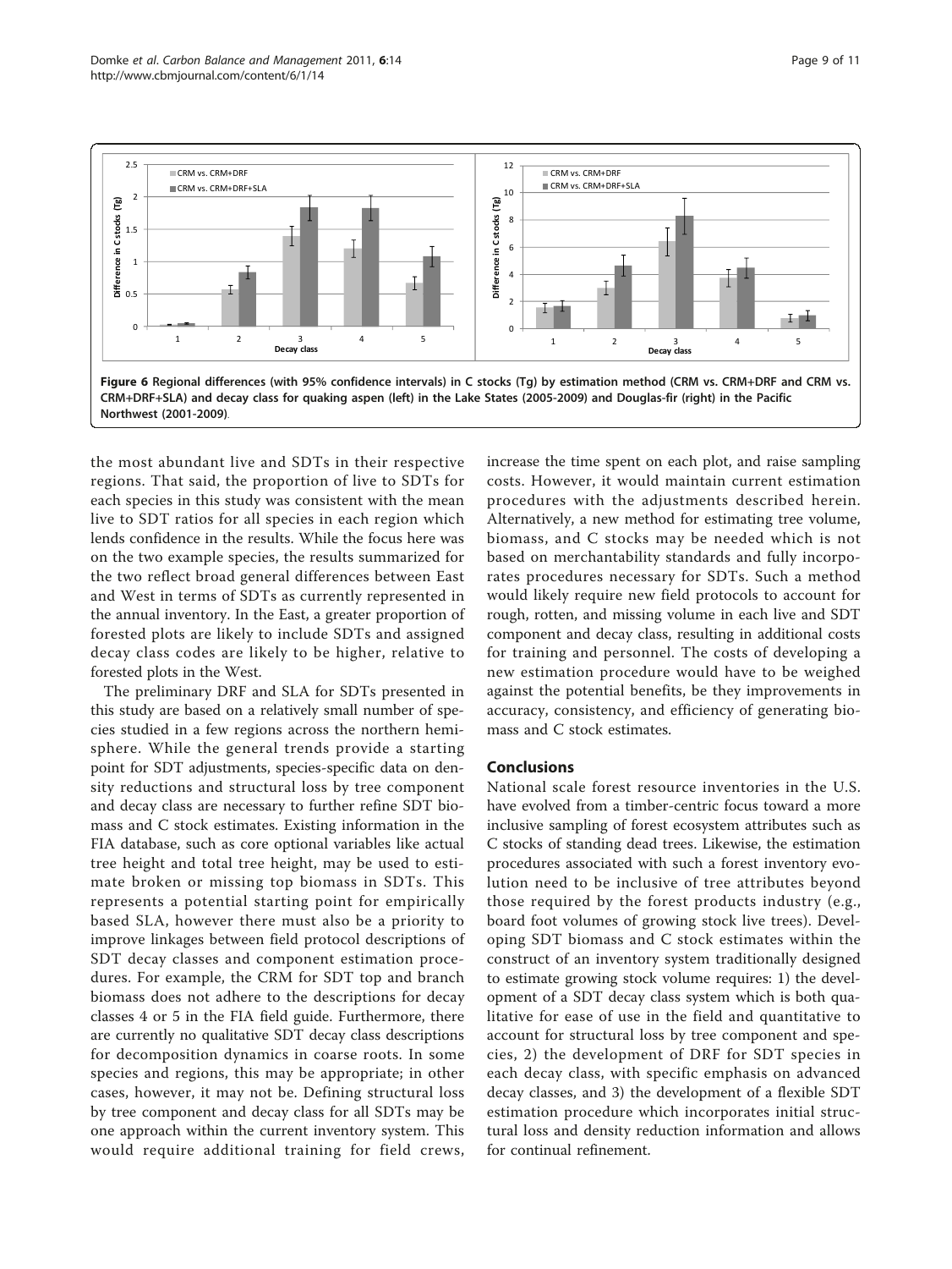Figure 6 Regional differences (with 95% confidence intervals) in C stocks (Tg) by estimation method (CRM vs. CRM+DRF and CRM vs. CRM+DRF+SLA) and decay class for quaking aspen (left) in the Lake States (2005-2009) and Douglas-fir (right) in the Pacific Northwest (2001-2009).

the most abundant live and SDTs in their respective regions. That said, the proportion of live to SDTs for each species in this study was consistent with the mean live to SDT ratios for all species in each region which lends confidence in the results. While the focus here was on the two example species, the results summarized for the two reflect broad general differences between East and West in terms of SDTs as currently represented in the annual inventory. In the East, a greater proportion of forested plots are likely to include SDTs and assigned decay class codes are likely to be higher, relative to forested plots in the West.

The preliminary DRF and SLA for SDTs presented in this study are based on a relatively small number of species studied in a few regions across the northern hemisphere. While the general trends provide a starting point for SDT adjustments, species-specific data on density reductions and structural loss by tree component and decay class are necessary to further refine SDT biomass and C stock estimates. Existing information in the FIA database, such as core optional variables like actual tree height and total tree height, may be used to estimate broken or missing top biomass in SDTs. This represents a potential starting point for empirically based SLA, however there must also be a priority to improve linkages between field protocol descriptions of SDT decay classes and component estimation procedures. For example, the CRM for SDT top and branch biomass does not adhere to the descriptions for decay classes 4 or 5 in the FIA field guide. Furthermore, there are currently no qualitative SDT decay class descriptions for decomposition dynamics in coarse roots. In some species and regions, this may be appropriate; in other cases, however, it may not be. Defining structural loss by tree component and decay class for all SDTs may be one approach within the current inventory system. This would require additional training for field crews, increase the time spent on each plot, and raise sampling costs. However, it would maintain current estimation procedures with the adjustments described herein. Alternatively, a new method for estimating tree volume, biomass, and C stocks may be needed which is not based on merchantability standards and fully incorporates procedures necessary for SDTs. Such a method would likely require new field protocols to account for rough, rotten, and missing volume in each live and SDT component and decay class, resulting in additional costs for training and personnel. The costs of developing a new estimation procedure would have to be weighed against the potential benefits, be they improvements in accuracy, consistency, and efficiency of generating biomass and C stock estimates.

## Conclusions

National scale forest resource inventories in the U.S. have evolved from a timber-centric focus toward a more inclusive sampling of forest ecosystem attributes such as C stocks of standing dead trees. Likewise, the estimation procedures associated with such a forest inventory evolution need to be inclusive of tree attributes beyond those required by the forest products industry (e.g., board foot volumes of growing stock live trees). Developing SDT biomass and C stock estimates within the construct of an inventory system traditionally designed to estimate growing stock volume requires: 1) the development of a SDT decay class system which is both qualitative for ease of use in the field and quantitative to account for structural loss by tree component and species, 2) the development of DRF for SDT species in each decay class, with specific emphasis on advanced decay classes, and 3) the development of a flexible SDT estimation procedure which incorporates initial structural loss and density reduction information and allows for continual refinement.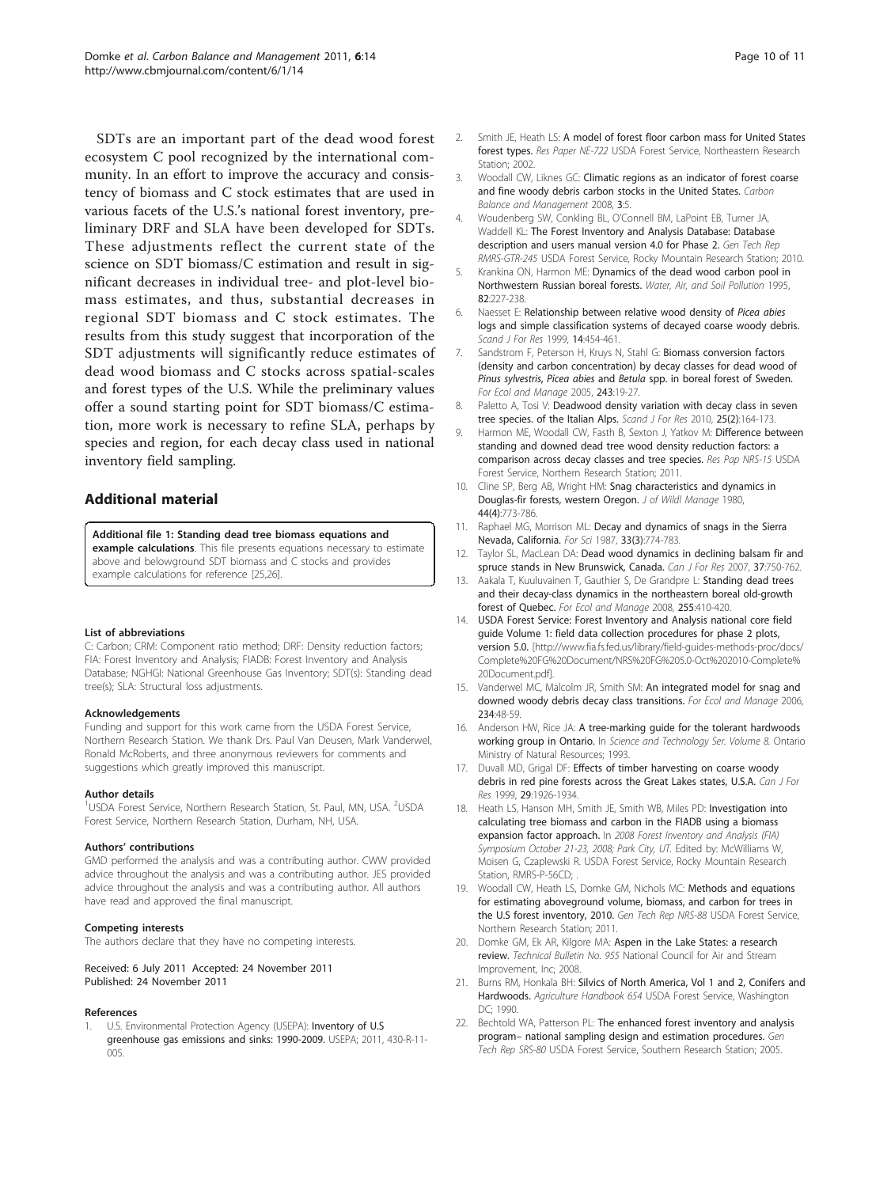SDTs are an important part of the dead wood forest ecosystem C pool recognized by the international community. In an effort to improve the accuracy and consistency of biomass and C stock estimates that are used in various facets of the U.S.'s national forest inventory, preliminary DRF and SLA have been developed for SDTs. These adjustments reflect the current state of the science on SDT biomass/C estimation and result in significant decreases in individual tree- and plot-level biomass estimates, and thus, substantial decreases in regional SDT biomass and C stock estimates. The results from this study suggest that incorporation of the SDT adjustments will significantly reduce estimates of dead wood biomass and C stocks across spatial-scales and forest types of the U.S. While the preliminary values offer a sound starting point for SDT biomass/C estimation, more work is necessary to refine SLA, perhaps by species and region, for each decay class used in national inventory field sampling.

## Additional material

**Additional file 1: Standing dead tree biomass equations and example calculations**. This file presents equations necessary to estimate above and belowground SDT biomass and C stocks and provides example calculations for reference [25,26].

#### List of abbreviations

C: Carbon; CRM: Component ratio method; DRF: Density reduction factors; FIA: Forest Inventory and Analysis; FIADB: Forest Inventory and Analysis Database; NGHGI: National Greenhouse Gas Inventory; SDT(s): Standing dead tree(s); SLA: Structural loss adjustments.

#### Acknowledgements

Funding and support for this work came from the USDA Forest Service, Northern Research Station. We thank Drs. Paul Van Deusen, Mark Vanderwel, Ronald McRoberts, and three anonymous reviewers for comments and suggestions which greatly improved this manuscript.

#### Author details

[1]USDA Forest Service, Northern Research Station, St. Paul, MN, USA. [2]USDA Forest Service, Northern Research Station, Durham, NH, USA.

#### Authors' contributions

GMD performed the analysis and was a contributing author. CWW provided advice throughout the analysis and was a contributing author. JES provided advice throughout the analysis and was a contributing author. All authors have read and approved the final manuscript.

#### Competing interests

The authors declare that they have no competing interests.

Received: 6 July 2011 Accepted: 24 November 2011
Published: 24 November 2011

#### References

1. U.S. Environmental Protection Agency (USEPA): **Inventory of U.S greenhouse gas emissions and sinks: 1990-2009.** USEPA; 2011, 430-R-11-005.
2. Smith JE, Heath LS: **A model of forest floor carbon mass for United States forest types.** *Res Paper NE-722* USDA Forest Service, Northeastern Research Station; 2002.
3. Woodall CW, Liknes GC: **Climatic regions as an indicator of forest coarse and fine woody debris carbon stocks in the United States.** *Carbon Balance and Management* 2008, **3**:5.
4. Woudenberg SW, Conkling BL, O'Connell BM, LaPoint EB, Turner JA, Waddell KL: **The Forest Inventory and Analysis Database: Database description and users manual version 4.0 for Phase 2.** *Gen Tech Rep RMRS-GTR-245* USDA Forest Service, Rocky Mountain Research Station; 2010.
5. Krankina ON, Harmon ME: **Dynamics of the dead wood carbon pool in Northwestern Russian boreal forests.** *Water, Air, and Soil Pollution* 1995, **82**:227-238.
6. Naesset E: **Relationship between relative wood density of *Picea abies* logs and simple classification systems of decayed coarse woody debris.** *Scand J For Res* 1999, **14**:454-461.
7. Sandstrom F, Peterson H, Kruys N, Stahl G: **Biomass conversion factors (density and carbon concentration) by decay classes for dead wood of *Pinus sylvestris*, *Picea abies* and *Betula* spp. in boreal forest of Sweden.** *For Ecol and Manage* 2005, **243**:19-27.
8. Paletto A, Tosi V: **Deadwood density variation with decay class in seven tree species. of the Italian Alps.** *Scand J For Res* 2010, **25(2)**:164-173.
9. Harmon ME, Woodall CW, Fasth B, Sexton J, Yatkov M: **Difference between standing and downed dead tree wood density reduction factors: a comparison across decay classes and tree species.** *Res Pap NRS-15* USDA Forest Service, Northern Research Station; 2011.
10. Cline SP, Berg AB, Wright HM: **Snag characteristics and dynamics in Douglas-fir forests, western Oregon.** *J of Wildl Manage* 1980, **44(4)**:773-786.
11. Raphael MG, Morrison ML: **Decay and dynamics of snags in the Sierra Nevada, California.** *For Sci* 1987, **33(3)**:774-783.
12. Taylor SL, MacLean DA: **Dead wood dynamics in declining balsam fir and spruce stands in New Brunswick, Canada.** *Can J For Res* 2007, **37**:750-762.
13. Aakala T, Kuuluvainen T, Gauthier S, De Grandpre L: **Standing dead trees and their decay-class dynamics in the northeastern boreal old-growth forest of Quebec.** *For Ecol and Manage* 2008, **255**:410-420.
14. USDA Forest Service: **Forest Inventory and Analysis national core field guide Volume 1: field data collection procedures for phase 2 plots, version 5.0.** [http://www.fia.fs.fed.us/library/field-guides-methods-proc/docs/Complete%20FG%20Document/NRS%20FG%205.0-Oct%202010-Complete%20Document.pdf].
15. Vanderwel MC, Malcolm JR, Smith SM: **An integrated model for snag and downed woody debris decay class transitions.** *For Ecol and Manage* 2006, **234**:48-59.
16. Anderson HW, Rice JA: **A tree-marking guide for the tolerant hardwoods working group in Ontario.** In *Science and Technology Ser. Volume 8.* Ontario Ministry of Natural Resources; 1993.
17. Duvall MD, Grigal DF: **Effects of timber harvesting on coarse woody debris in red pine forests across the Great Lakes states, U.S.A.** *Can J For Res* 1999, **29**:1926-1934.
18. Heath LS, Hanson MH, Smith JE, Smith WB, Miles PD: **Investigation into calculating tree biomass and carbon in the FIADB using a biomass expansion factor approach.** In *2008 Forest Inventory and Analysis (FIA) Symposium October 21-23, 2008; Park City, UT.* Edited by: McWilliams W, Moisen G, Czaplewski R. USDA Forest Service, Rocky Mountain Research Station, RMRS-P-56CD; .
19. Woodall CW, Heath LS, Domke GM, Nichols MC: **Methods and equations for estimating aboveground volume, biomass, and carbon for trees in the U.S forest inventory, 2010.** *Gen Tech Rep NRS-88* USDA Forest Service, Northern Research Station; 2011.
20. Domke GM, Ek AR, Kilgore MA: **Aspen in the Lake States: a research review.** *Technical Bulletin No. 955* National Council for Air and Stream Improvement, Inc; 2008.
21. Burns RM, Honkala BH: **Silvics of North America, Vol 1 and 2, Conifers and Hardwoods.** *Agriculture Handbook 654* USDA Forest Service, Washington DC; 1990.
22. Bechtold WA, Patterson PL: **The enhanced forest inventory and analysis program– national sampling design and estimation procedures.** *Gen Tech Rep SRS-80* USDA Forest Service, Southern Research Station; 2005.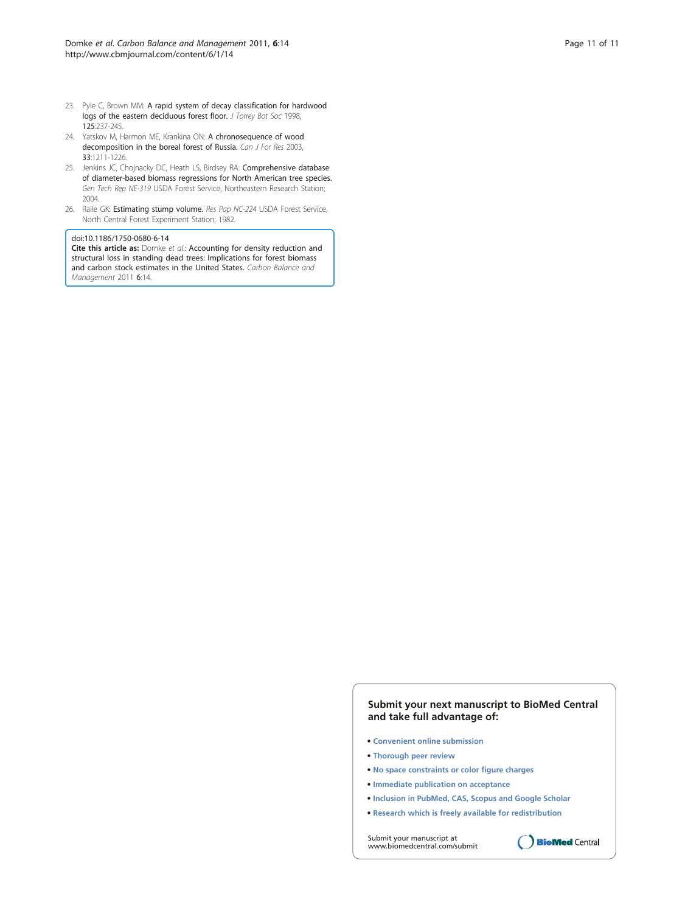23. Pyle C, Brown MM: **A rapid system of decay classification for hardwood logs of the eastern deciduous forest floor.** *J Torrey Bot Soc* 1998, **125**:237-245.
24. Yatskov M, Harmon ME, Krankina ON: **A chronosequence of wood decomposition in the boreal forest of Russia.** *Can J For Res* 2003, **33**:1211-1226.
25. Jenkins JC, Chojnacky DC, Heath LS, Birdsey RA: **Comprehensive database of diameter-based biomass regressions for North American tree species.** *Gen Tech Rep NE-319* USDA Forest Service, Northeastern Research Station; 2004.
26. Raile GK: **Estimating stump volume.** *Res Pap NC-224* USDA Forest Service, North Central Forest Experiment Station; 1982.

doi:10.1186/1750-0680-6-14

**Cite this article as:** Domke *et al.*: Accounting for density reduction and structural loss in standing dead trees: Implications for forest biomass and carbon stock estimates in the United States. *Carbon Balance and Management* 2011 **6**:14.

**Submit your next manuscript to BioMed Central and take full advantage of:**

- **Convenient online submission**
- **Thorough peer review**
- **No space constraints or color figure charges**
- **Immediate publication on acceptance**
- **Inclusion in PubMed, CAS, Scopus and Google Scholar**
- **Research which is freely available for redistribution**

Submit your manuscript at
www.biomedcentral.com/submit

BioMed Central